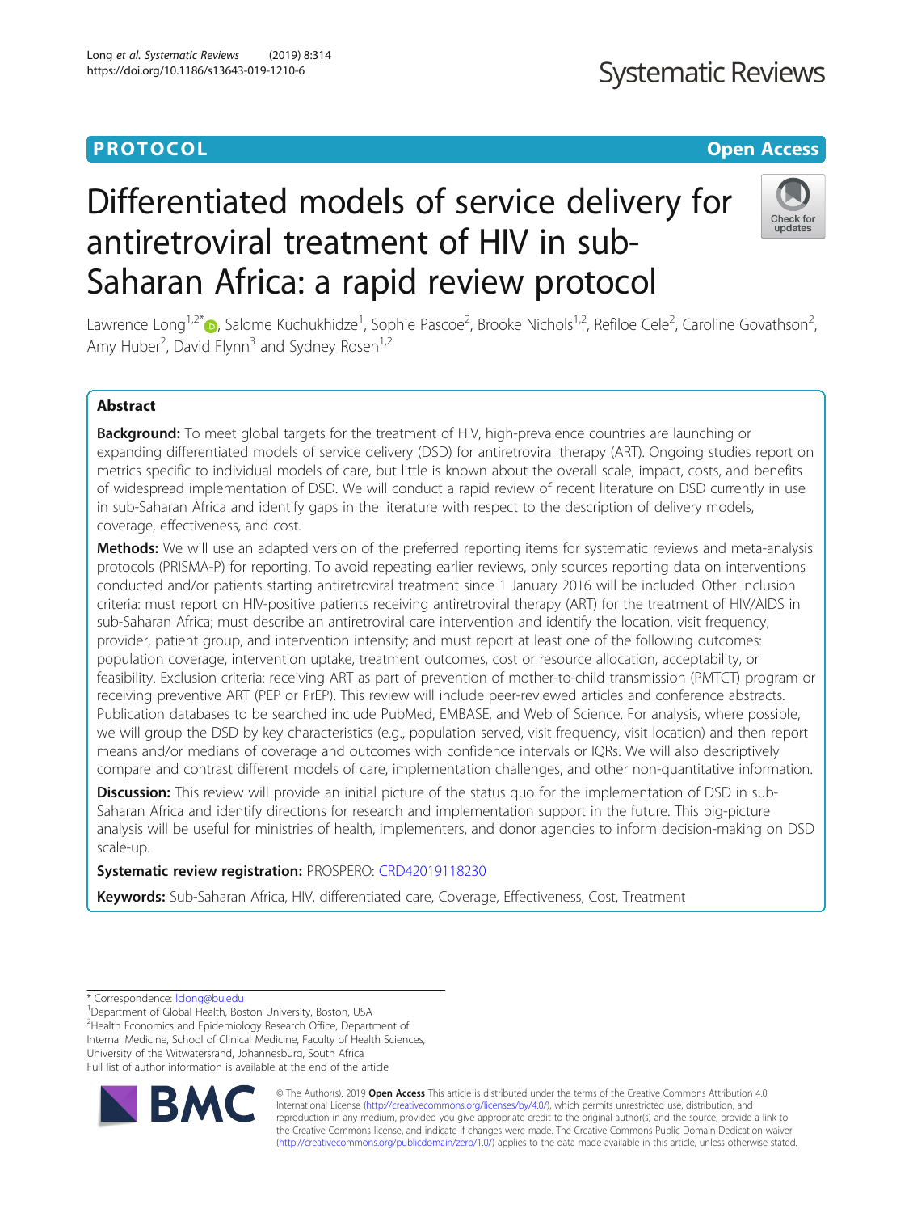PROTOCOL

Open Access

# Differentiated models of service delivery for antiretroviral treatment of HIV in sub-Saharan Africa: a rapid review protocol

Lawrence Long[1,2*], Salome Kuchukhidze[1], Sophie Pascoe[2], Brooke Nichols[1,2], Refiloe Cele[2], Caroline Govathson[2], Amy Huber[2], David Flynn[3] and Sydney Rosen[1,2]

## Abstract

**Background:** To meet global targets for the treatment of HIV, high-prevalence countries are launching or expanding differentiated models of service delivery (DSD) for antiretroviral therapy (ART). Ongoing studies report on metrics specific to individual models of care, but little is known about the overall scale, impact, costs, and benefits of widespread implementation of DSD. We will conduct a rapid review of recent literature on DSD currently in use in sub-Saharan Africa and identify gaps in the literature with respect to the description of delivery models, coverage, effectiveness, and cost.

**Methods:** We will use an adapted version of the preferred reporting items for systematic reviews and meta-analysis protocols (PRISMA-P) for reporting. To avoid repeating earlier reviews, only sources reporting data on interventions conducted and/or patients starting antiretroviral treatment since 1 January 2016 will be included. Other inclusion criteria: must report on HIV-positive patients receiving antiretroviral therapy (ART) for the treatment of HIV/AIDS in sub-Saharan Africa; must describe an antiretroviral care intervention and identify the location, visit frequency, provider, patient group, and intervention intensity; and must report at least one of the following outcomes: population coverage, intervention uptake, treatment outcomes, cost or resource allocation, acceptability, or feasibility. Exclusion criteria: receiving ART as part of prevention of mother-to-child transmission (PMTCT) program or receiving preventive ART (PEP or PrEP). This review will include peer-reviewed articles and conference abstracts. Publication databases to be searched include PubMed, EMBASE, and Web of Science. For analysis, where possible, we will group the DSD by key characteristics (e.g., population served, visit frequency, visit location) and then report means and/or medians of coverage and outcomes with confidence intervals or IQRs. We will also descriptively compare and contrast different models of care, implementation challenges, and other non-quantitative information.

**Discussion:** This review will provide an initial picture of the status quo for the implementation of DSD in sub-Saharan Africa and identify directions for research and implementation support in the future. This big-picture analysis will be useful for ministries of health, implementers, and donor agencies to inform decision-making on DSD scale-up.

**Systematic review registration:** PROSPERO: CRD42019118230

**Keywords:** Sub-Saharan Africa, HIV, differentiated care, Coverage, Effectiveness, Cost, Treatment

---

* Correspondence: lclong@bu.edu
[1]Department of Global Health, Boston University, Boston, USA
[2]Health Economics and Epidemiology Research Office, Department of Internal Medicine, School of Clinical Medicine, Faculty of Health Sciences, University of the Witwatersrand, Johannesburg, South Africa
Full list of author information is available at the end of the article

© The Author(s). 2019 **Open Access** This article is distributed under the terms of the Creative Commons Attribution 4.0 International License (http://creativecommons.org/licenses/by/4.0/), which permits unrestricted use, distribution, and reproduction in any medium, provided you give appropriate credit to the original author(s) and the source, provide a link to the Creative Commons license, and indicate if changes were made. The Creative Commons Public Domain Dedication waiver (http://creativecommons.org/publicdomain/zero/1.0/) applies to the data made available in this article, unless otherwise stated.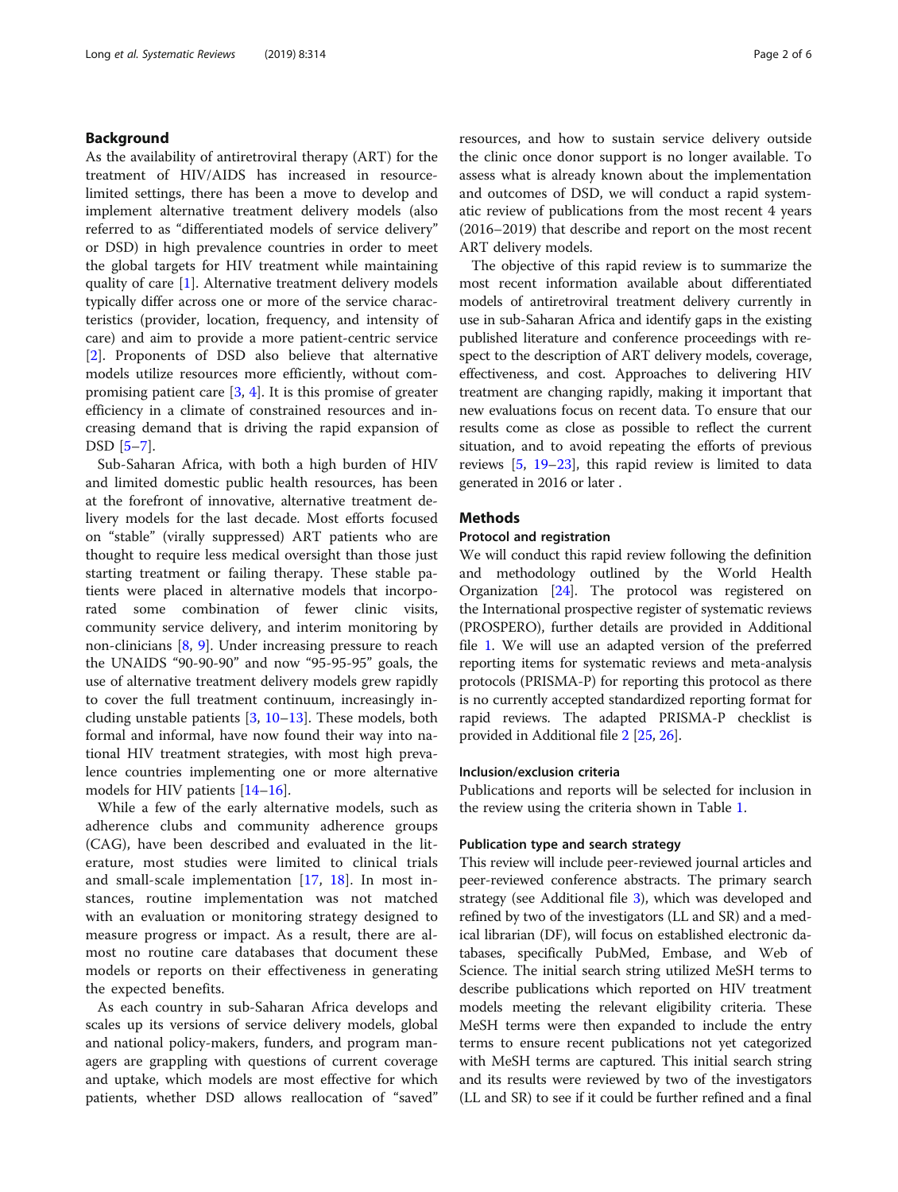## Background

As the availability of antiretroviral therapy (ART) for the treatment of HIV/AIDS has increased in resource-limited settings, there has been a move to develop and implement alternative treatment delivery models (also referred to as "differentiated models of service delivery" or DSD) in high prevalence countries in order to meet the global targets for HIV treatment while maintaining quality of care [1]. Alternative treatment delivery models typically differ across one or more of the service characteristics (provider, location, frequency, and intensity of care) and aim to provide a more patient-centric service [2]. Proponents of DSD also believe that alternative models utilize resources more efficiently, without compromising patient care [3, 4]. It is this promise of greater efficiency in a climate of constrained resources and increasing demand that is driving the rapid expansion of DSD [5–7].

Sub-Saharan Africa, with both a high burden of HIV and limited domestic public health resources, has been at the forefront of innovative, alternative treatment delivery models for the last decade. Most efforts focused on "stable" (virally suppressed) ART patients who are thought to require less medical oversight than those just starting treatment or failing therapy. These stable patients were placed in alternative models that incorporated some combination of fewer clinic visits, community service delivery, and interim monitoring by non-clinicians [8, 9]. Under increasing pressure to reach the UNAIDS "90-90-90" and now "95-95-95" goals, the use of alternative treatment delivery models grew rapidly to cover the full treatment continuum, increasingly including unstable patients [3, 10–13]. These models, both formal and informal, have now found their way into national HIV treatment strategies, with most high prevalence countries implementing one or more alternative models for HIV patients [14–16].

While a few of the early alternative models, such as adherence clubs and community adherence groups (CAG), have been described and evaluated in the literature, most studies were limited to clinical trials and small-scale implementation [17, 18]. In most instances, routine implementation was not matched with an evaluation or monitoring strategy designed to measure progress or impact. As a result, there are almost no routine care databases that document these models or reports on their effectiveness in generating the expected benefits.

As each country in sub-Saharan Africa develops and scales up its versions of service delivery models, global and national policy-makers, funders, and program managers are grappling with questions of current coverage and uptake, which models are most effective for which patients, whether DSD allows reallocation of "saved" resources, and how to sustain service delivery outside the clinic once donor support is no longer available. To assess what is already known about the implementation and outcomes of DSD, we will conduct a rapid systematic review of publications from the most recent 4 years (2016–2019) that describe and report on the most recent ART delivery models.

The objective of this rapid review is to summarize the most recent information available about differentiated models of antiretroviral treatment delivery currently in use in sub-Saharan Africa and identify gaps in the existing published literature and conference proceedings with respect to the description of ART delivery models, coverage, effectiveness, and cost. Approaches to delivering HIV treatment are changing rapidly, making it important that new evaluations focus on recent data. To ensure that our results come as close as possible to reflect the current situation, and to avoid repeating the efforts of previous reviews [5, 19–23], this rapid review is limited to data generated in 2016 or later .

## Methods

### Protocol and registration

We will conduct this rapid review following the definition and methodology outlined by the World Health Organization [24]. The protocol was registered on the International prospective register of systematic reviews (PROSPERO), further details are provided in Additional file 1. We will use an adapted version of the preferred reporting items for systematic reviews and meta-analysis protocols (PRISMA-P) for reporting this protocol as there is no currently accepted standardized reporting format for rapid reviews. The adapted PRISMA-P checklist is provided in Additional file 2 [25, 26].

### Inclusion/exclusion criteria

Publications and reports will be selected for inclusion in the review using the criteria shown in Table 1.

### Publication type and search strategy

This review will include peer-reviewed journal articles and peer-reviewed conference abstracts. The primary search strategy (see Additional file 3), which was developed and refined by two of the investigators (LL and SR) and a medical librarian (DF), will focus on established electronic databases, specifically PubMed, Embase, and Web of Science. The initial search string utilized MeSH terms to describe publications which reported on HIV treatment models meeting the relevant eligibility criteria. These MeSH terms were then expanded to include the entry terms to ensure recent publications not yet categorized with MeSH terms are captured. This initial search string and its results were reviewed by two of the investigators (LL and SR) to see if it could be further refined and a final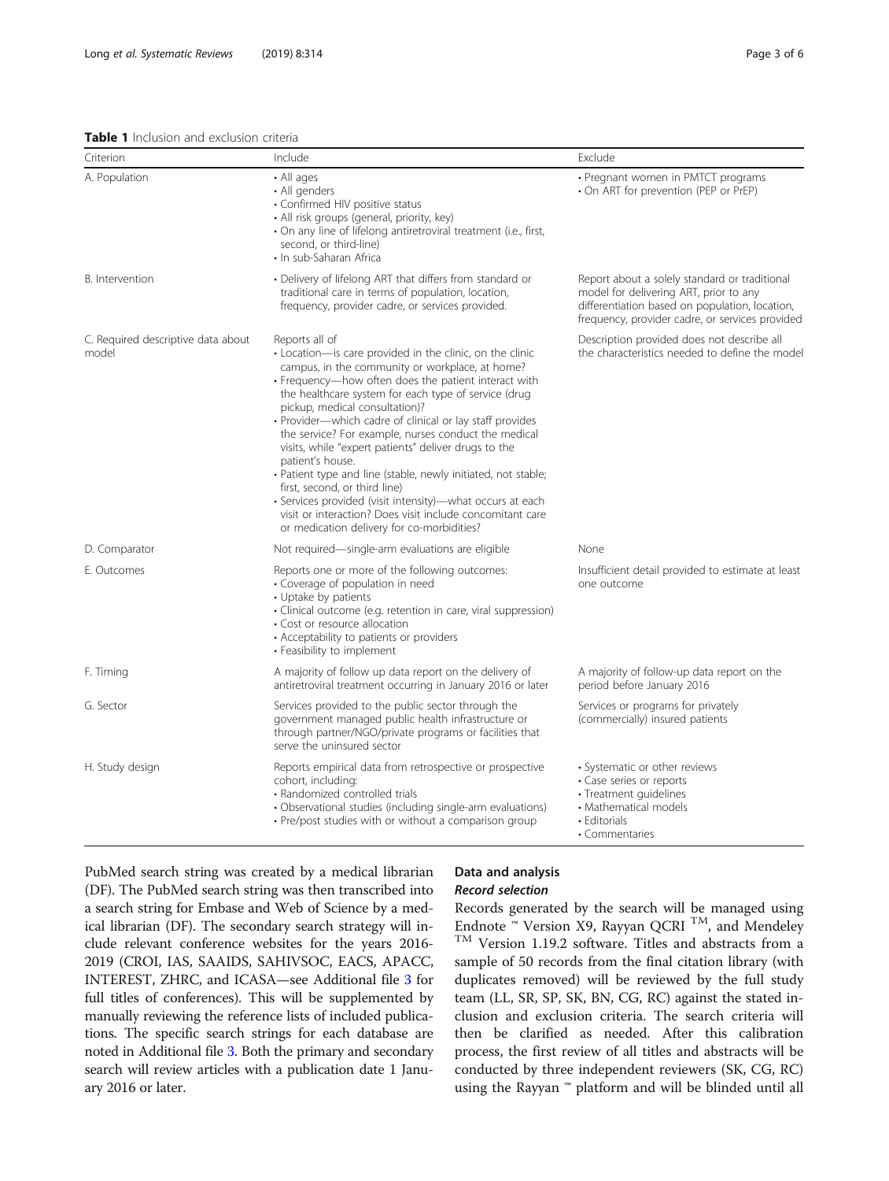**Table 1** Inclusion and exclusion criteria

| Criterion | Include | Exclude |
|---|---|---|
| A. Population | • All ages<br>• All genders<br>• Confirmed HIV positive status<br>• All risk groups (general, priority, key)<br>• On any line of lifelong antiretroviral treatment (i.e., first, second, or third-line)<br>• In sub-Saharan Africa | • Pregnant women in PMTCT programs<br>• On ART for prevention (PEP or PrEP) |
| B. Intervention | • Delivery of lifelong ART that differs from standard or traditional care in terms of population, location, frequency, provider cadre, or services provided. | Report about a solely standard or traditional model for delivering ART, prior to any differentiation based on population, location, frequency, provider cadre, or services provided |
| C. Required descriptive data about model | Reports all of<br>• Location—is care provided in the clinic, on the clinic campus, in the community or workplace, at home?<br>• Frequency—how often does the patient interact with the healthcare system for each type of service (drug pickup, medical consultation)?<br>• Provider—which cadre of clinical or lay staff provides the service? For example, nurses conduct the medical visits, while "expert patients" deliver drugs to the patient's house.<br>• Patient type and line (stable, newly initiated, not stable; first, second, or third line)<br>• Services provided (visit intensity)—what occurs at each visit or interaction? Does visit include concomitant care or medication delivery for co-morbidities? | Description provided does not describe all the characteristics needed to define the model |
| D. Comparator | Not required—single-arm evaluations are eligible | None |
| E. Outcomes | Reports one or more of the following outcomes:<br>• Coverage of population in need<br>• Uptake by patients<br>• Clinical outcome (e.g. retention in care, viral suppression)<br>• Cost or resource allocation<br>• Acceptability to patients or providers<br>• Feasibility to implement | Insufficient detail provided to estimate at least one outcome |
| F. Timing | A majority of follow up data report on the delivery of antiretroviral treatment occurring in January 2016 or later | A majority of follow-up data report on the period before January 2016 |
| G. Sector | Services provided to the public sector through the government managed public health infrastructure or through partner/NGO/private programs or facilities that serve the uninsured sector | Services or programs for privately (commercially) insured patients |
| H. Study design | Reports empirical data from retrospective or prospective cohort, including:<br>• Randomized controlled trials<br>• Observational studies (including single-arm evaluations)<br>• Pre/post studies with or without a comparison group | • Systematic or other reviews<br>• Case series or reports<br>• Treatment guidelines<br>• Mathematical models<br>• Editorials<br>• Commentaries |

PubMed search string was created by a medical librarian (DF). The PubMed search string was then transcribed into a search string for Embase and Web of Science by a medical librarian (DF). The secondary search strategy will include relevant conference websites for the years 2016-2019 (CROI, IAS, SAAIDS, SAHIVSOC, EACS, APACC, INTEREST, ZHRC, and ICASA—see Additional file 3 for full titles of conferences). This will be supplemented by manually reviewing the reference lists of included publications. The specific search strings for each database are noted in Additional file 3. Both the primary and secondary search will review articles with a publication date 1 January 2016 or later.

## Data and analysis

### *Record selection*

Records generated by the search will be managed using Endnote ™ Version X9, Rayyan QCRI ™, and Mendeley ™ Version 1.19.2 software. Titles and abstracts from a sample of 50 records from the final citation library (with duplicates removed) will be reviewed by the full study team (LL, SR, SP, SK, BN, CG, RC) against the stated inclusion and exclusion criteria. The search criteria will then be clarified as needed. After this calibration process, the first review of all titles and abstracts will be conducted by three independent reviewers (SK, CG, RC) using the Rayyan ™ platform and will be blinded until all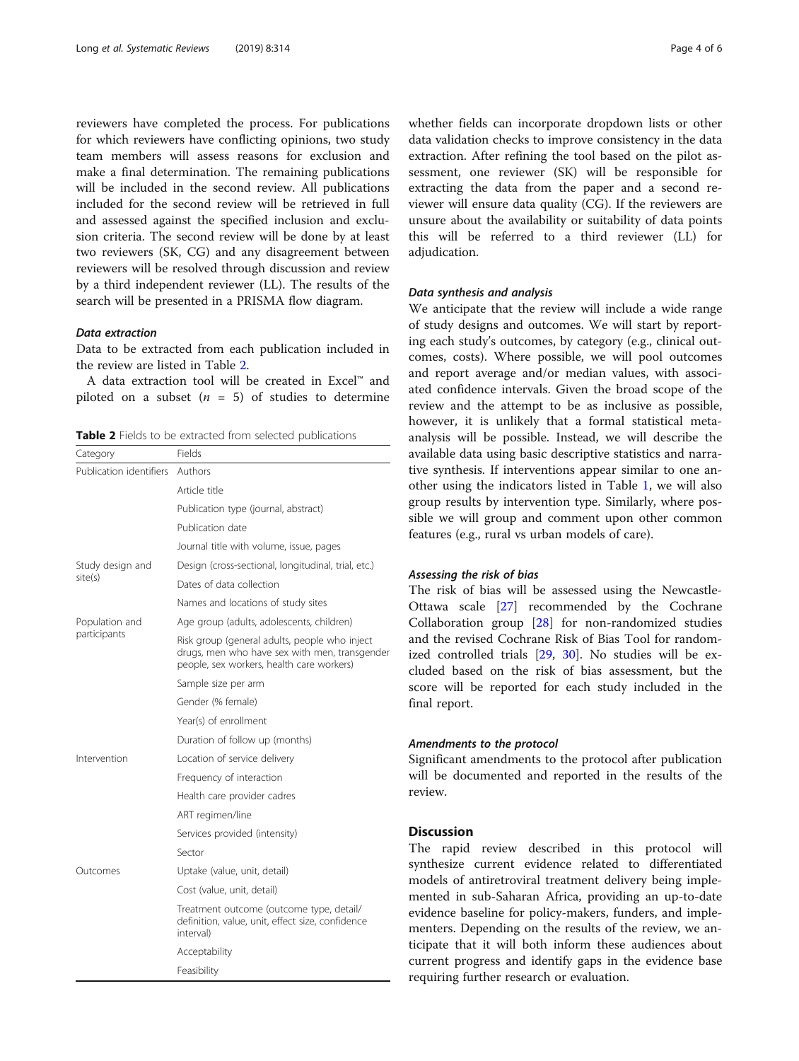reviewers have completed the process. For publications for which reviewers have conflicting opinions, two study team members will assess reasons for exclusion and make a final determination. The remaining publications will be included in the second review. All publications included for the second review will be retrieved in full and assessed against the specified inclusion and exclusion criteria. The second review will be done by at least two reviewers (SK, CG) and any disagreement between reviewers will be resolved through discussion and review by a third independent reviewer (LL). The results of the search will be presented in a PRISMA flow diagram.

### *Data extraction*

Data to be extracted from each publication included in the review are listed in Table 2.

A data extraction tool will be created in Excel™ and piloted on a subset ($n$ = 5) of studies to determine whether fields can incorporate dropdown lists or other data validation checks to improve consistency in the data extraction. After refining the tool based on the pilot assessment, one reviewer (SK) will be responsible for extracting the data from the paper and a second reviewer will ensure data quality (CG). If the reviewers are unsure about the availability or suitability of data points this will be referred to a third reviewer (LL) for adjudication.

**Table 2** Fields to be extracted from selected publications

| Category | Fields |
|---|---|
| Publication identifiers | Authors |
| | Article title |
| | Publication type (journal, abstract) |
| | Publication date |
| | Journal title with volume, issue, pages |
| Study design and site(s) | Design (cross-sectional, longitudinal, trial, etc.) |
| | Dates of data collection |
| | Names and locations of study sites |
| Population and participants | Age group (adults, adolescents, children) |
| | Risk group (general adults, people who inject drugs, men who have sex with men, transgender people, sex workers, health care workers) |
| | Sample size per arm |
| | Gender (% female) |
| | Year(s) of enrollment |
| | Duration of follow up (months) |
| Intervention | Location of service delivery |
| | Frequency of interaction |
| | Health care provider cadres |
| | ART regimen/line |
| | Services provided (intensity) |
| | Sector |
| Outcomes | Uptake (value, unit, detail) |
| | Cost (value, unit, detail) |
| | Treatment outcome (outcome type, detail/ definition, value, unit, effect size, confidence interval) |
| | Acceptability |
| | Feasibility |

### *Data synthesis and analysis*

We anticipate that the review will include a wide range of study designs and outcomes. We will start by reporting each study's outcomes, by category (e.g., clinical outcomes, costs). Where possible, we will pool outcomes and report average and/or median values, with associated confidence intervals. Given the broad scope of the review and the attempt to be as inclusive as possible, however, it is unlikely that a formal statistical meta-analysis will be possible. Instead, we will describe the available data using basic descriptive statistics and narrative synthesis. If interventions appear similar to one another using the indicators listed in Table 1, we will also group results by intervention type. Similarly, where possible we will group and comment upon other common features (e.g., rural vs urban models of care).

### *Assessing the risk of bias*

The risk of bias will be assessed using the Newcastle-Ottawa scale [27] recommended by the Cochrane Collaboration group [28] for non-randomized studies and the revised Cochrane Risk of Bias Tool for randomized controlled trials [29, 30]. No studies will be excluded based on the risk of bias assessment, but the score will be reported for each study included in the final report.

### *Amendments to the protocol*

Significant amendments to the protocol after publication will be documented and reported in the results of the review.

## Discussion

The rapid review described in this protocol will synthesize current evidence related to differentiated models of antiretroviral treatment delivery being implemented in sub-Saharan Africa, providing an up-to-date evidence baseline for policy-makers, funders, and implementers. Depending on the results of the review, we anticipate that it will both inform these audiences about current progress and identify gaps in the evidence base requiring further research or evaluation.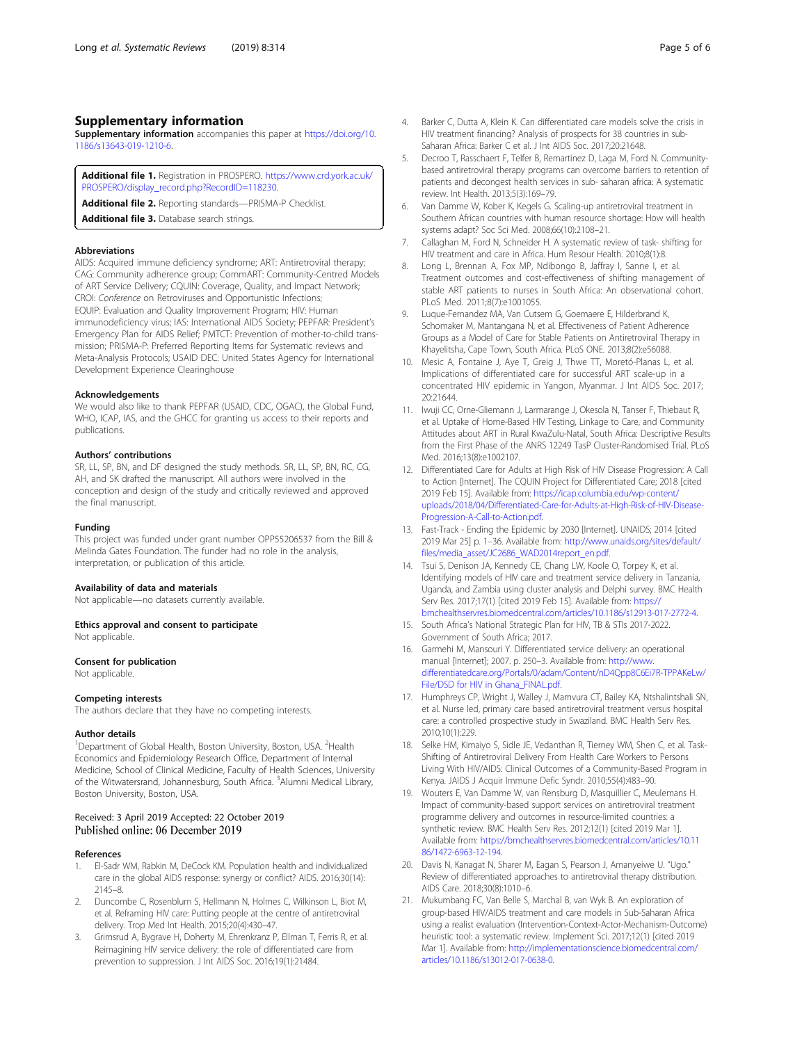## Supplementary information

**Supplementary information** accompanies this paper at https://doi.org/10.1186/s13643-019-1210-6.

**Additional file 1.** Registration in PROSPERO. https://www.crd.york.ac.uk/PROSPERO/display_record.php?RecordID=118230.

**Additional file 2.** Reporting standards—PRISMA-P Checklist.

**Additional file 3.** Database search strings.

### Abbreviations

AIDS: Acquired immune deficiency syndrome; ART: Antiretroviral therapy; CAG: Community adherence group; CommART: Community-Centred Models of ART Service Delivery; CQUIN: Coverage, Quality, and Impact Network; CROI: *Conference* on Retroviruses and Opportunistic Infections; EQUIP: Evaluation and Quality Improvement Program; HIV: Human immunodeficiency virus; IAS: International AIDS Society; PEPFAR: President's Emergency Plan for AIDS Relief; PMTCT: Prevention of mother-to-child transmission; PRISMA-P: Preferred Reporting Items for Systematic reviews and Meta-Analysis Protocols; USAID DEC: United States Agency for International Development Experience Clearinghouse

### Acknowledgements

We would also like to thank PEPFAR (USAID, CDC, OGAC), the Global Fund, WHO, ICAP, IAS, and the GHCC for granting us access to their reports and publications.

### Authors' contributions

SR, LL, SP, BN, and DF designed the study methods. SR, LL, SP, BN, RC, CG, AH, and SK drafted the manuscript. All authors were involved in the conception and design of the study and critically reviewed and approved the final manuscript.

### Funding

This project was funded under grant number OPP55206537 from the Bill & Melinda Gates Foundation. The funder had no role in the analysis, interpretation, or publication of this article.

### Availability of data and materials

Not applicable—no datasets currently available.

### Ethics approval and consent to participate

Not applicable.

### Consent for publication

Not applicable.

### Competing interests

The authors declare that they have no competing interests.

### Author details

[1]Department of Global Health, Boston University, Boston, USA. [2]Health Economics and Epidemiology Research Office, Department of Internal Medicine, School of Clinical Medicine, Faculty of Health Sciences, University of the Witwatersrand, Johannesburg, South Africa. [3]Alumni Medical Library, Boston University, Boston, USA.

Received: 3 April 2019 Accepted: 22 October 2019
Published online: 06 December 2019

### References

1. El-Sadr WM, Rabkin M, DeCock KM. Population health and individualized care in the global AIDS response: synergy or conflict? AIDS. 2016;30(14):2145–8.
2. Duncombe C, Rosenblum S, Hellmann N, Holmes C, Wilkinson L, Biot M, et al. Reframing HIV care: Putting people at the centre of antiretroviral delivery. Trop Med Int Health. 2015;20(4):430–47.
3. Grimsrud A, Bygrave H, Doherty M, Ehrenkranz P, Ellman T, Ferris R, et al. Reimagining HIV service delivery: the role of differentiated care from prevention to suppression. J Int AIDS Soc. 2016;19(1):21484.
4. Barker C, Dutta A, Klein K. Can differentiated care models solve the crisis in HIV treatment financing? Analysis of prospects for 38 countries in sub-Saharan Africa: Barker C et al. J Int AIDS Soc. 2017;20:21648.
5. Decroo T, Rasschaert F, Telfer B, Remartinez D, Laga M, Ford N. Community-based antiretroviral therapy programs can overcome barriers to retention of patients and decongest health services in sub- saharan africa: A systematic review. Int Health. 2013;5(3):169–79.
6. Van Damme W, Kober K, Kegels G. Scaling-up antiretroviral treatment in Southern African countries with human resource shortage: How will health systems adapt? Soc Sci Med. 2008;66(10):2108–21.
7. Callaghan M, Ford N, Schneider H. A systematic review of task- shifting for HIV treatment and care in Africa. Hum Resour Health. 2010;8(1):8.
8. Long L, Brennan A, Fox MP, Ndibongo B, Jaffray I, Sanne I, et al. Treatment outcomes and cost-effectiveness of shifting management of stable ART patients to nurses in South Africa: An observational cohort. PLoS Med. 2011;8(7):e1001055.
9. Luque-Fernandez MA, Van Cutsem G, Goemaere E, Hilderbrand K, Schomaker M, Mantangana N, et al. Effectiveness of Patient Adherence Groups as a Model of Care for Stable Patients on Antiretroviral Therapy in Khayelitsha, Cape Town, South Africa. PLoS ONE. 2013;8(2):e56088.
10. Mesic A, Fontaine J, Aye T, Greig J, Thwe TT, Moretó-Planas L, et al. Implications of differentiated care for successful ART scale-up in a concentrated HIV epidemic in Yangon, Myanmar. J Int AIDS Soc. 2017;20:21644.
11. Iwuji CC, Orne-Gliemann J, Larmarange J, Okesola N, Tanser F, Thiebaut R, et al. Uptake of Home-Based HIV Testing, Linkage to Care, and Community Attitudes about ART in Rural KwaZulu-Natal, South Africa: Descriptive Results from the First Phase of the ANRS 12249 TasP Cluster-Randomised Trial. PLoS Med. 2016;13(8):e1002107.
12. Differentiated Care for Adults at High Risk of HIV Disease Progression: A Call to Action [Internet]. The CQUIN Project for Differentiated Care; 2018 [cited 2019 Feb 15]. Available from: https://icap.columbia.edu/wp-content/uploads/2018/04/Differentiated-Care-for-Adults-at-High-Risk-of-HIV-Disease-Progression-A-Call-to-Action.pdf.
13. Fast-Track - Ending the Epidemic by 2030 [Internet]. UNAIDS; 2014 [cited 2019 Mar 25] p. 1–36. Available from: http://www.unaids.org/sites/default/files/media_asset/JC2686_WAD2014report_en.pdf.
14. Tsui S, Denison JA, Kennedy CE, Chang LW, Koole O, Torpey K, et al. Identifying models of HIV care and treatment service delivery in Tanzania, Uganda, and Zambia using cluster analysis and Delphi survey. BMC Health Serv Res. 2017;17(1) [cited 2019 Feb 15]. Available from: https://bmchealthservres.biomedcentral.com/articles/10.1186/s12913-017-2772-4.
15. South Africa's National Strategic Plan for HIV, TB & STIs 2017-2022. Government of South Africa; 2017.
16. Garmehi M, Mansouri Y. Differentiated service delivery: an operational manual [Internet]; 2007. p. 250–3. Available from: http://www.differentiatedcare.org/Portals/0/adam/Content/nD4Qpp8C6Ei7R-TPPAKeLw/File/DSD for HIV in Ghana_FINAL.pdf.
17. Humphreys CP, Wright J, Walley J, Mamvura CT, Bailey KA, Ntshalintshali SN, et al. Nurse led, primary care based antiretroviral treatment versus hospital care: a controlled prospective study in Swaziland. BMC Health Serv Res. 2010;10(1):229.
18. Selke HM, Kimaiyo S, Sidle JE, Vedanthan R, Tierney WM, Shen C, et al. Task-Shifting of Antiretroviral Delivery From Health Care Workers to Persons Living With HIV/AIDS: Clinical Outcomes of a Community-Based Program in Kenya. JAIDS J Acquir Immune Defic Syndr. 2010;55(4):483–90.
19. Wouters E, Van Damme W, van Rensburg D, Masquillier C, Meulemans H. Impact of community-based support services on antiretroviral treatment programme delivery and outcomes in resource-limited countries: a synthetic review. BMC Health Serv Res. 2012;12(1) [cited 2019 Mar 1]. Available from: https://bmchealthservres.biomedcentral.com/articles/10.1186/1472-6963-12-194.
20. Davis N, Kanagat N, Sharer M, Eagan S, Pearson J, Amanyeiwe U. "Ugo." Review of differentiated approaches to antiretroviral therapy distribution. AIDS Care. 2018;30(8):1010–6.
21. Mukumbang FC, Van Belle S, Marchal B, van Wyk B. An exploration of group-based HIV/AIDS treatment and care models in Sub-Saharan Africa using a realist evaluation (Intervention-Context-Actor-Mechanism-Outcome) heuristic tool: a systematic review. Implement Sci. 2017;12(1) [cited 2019 Mar 1]. Available from: http://implementationscience.biomedcentral.com/articles/10.1186/s13012-017-0638-0.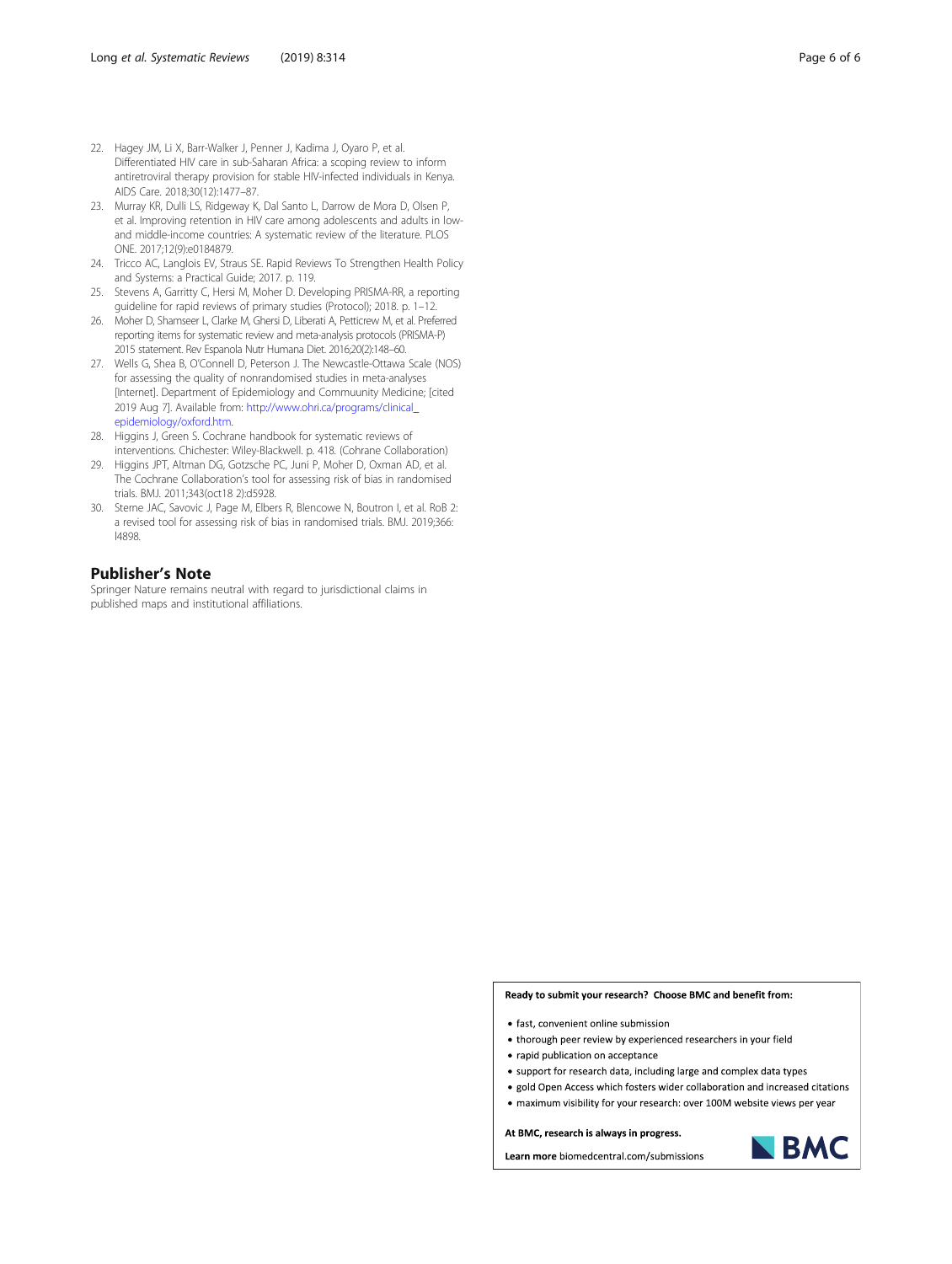22. Hagey JM, Li X, Barr-Walker J, Penner J, Kadima J, Oyaro P, et al. Differentiated HIV care in sub-Saharan Africa: a scoping review to inform antiretroviral therapy provision for stable HIV-infected individuals in Kenya. AIDS Care. 2018;30(12):1477–87.
23. Murray KR, Dulli LS, Ridgeway K, Dal Santo L, Darrow de Mora D, Olsen P, et al. Improving retention in HIV care among adolescents and adults in low- and middle-income countries: A systematic review of the literature. PLOS ONE. 2017;12(9):e0184879.
24. Tricco AC, Langlois EV, Straus SE. Rapid Reviews To Strengthen Health Policy and Systems: a Practical Guide; 2017. p. 119.
25. Stevens A, Garritty C, Hersi M, Moher D. Developing PRISMA-RR, a reporting guideline for rapid reviews of primary studies (Protocol); 2018. p. 1–12.
26. Moher D, Shamseer L, Clarke M, Ghersi D, Liberati A, Petticrew M, et al. Preferred reporting items for systematic review and meta-analysis protocols (PRISMA-P) 2015 statement. Rev Espanola Nutr Humana Diet. 2016;20(2):148–60.
27. Wells G, Shea B, O'Connell D, Peterson J. The Newcastle-Ottawa Scale (NOS) for assessing the quality of nonrandomised studies in meta-analyses [Internet]. Department of Epidemiology and Commuunity Medicine; [cited 2019 Aug 7]. Available from: http://www.ohri.ca/programs/clinical_epidemiology/oxford.htm.
28. Higgins J, Green S. Cochrane handbook for systematic reviews of interventions. Chichester: Wiley-Blackwell. p. 418. (Cochrane Collaboration)
29. Higgins JPT, Altman DG, Gotzsche PC, Juni P, Moher D, Oxman AD, et al. The Cochrane Collaboration's tool for assessing risk of bias in randomised trials. BMJ. 2011;343(oct18 2):d5928.
30. Sterne JAC, Savovic J, Page M, Elbers R, Blencowe N, Boutron I, et al. RoB 2: a revised tool for assessing risk of bias in randomised trials. BMJ. 2019;366: l4898.

## Publisher's Note

Springer Nature remains neutral with regard to jurisdictional claims in published maps and institutional affiliations.

**Ready to submit your research? Choose BMC and benefit from:**

- fast, convenient online submission
- thorough peer review by experienced researchers in your field
- rapid publication on acceptance
- support for research data, including large and complex data types
- gold Open Access which fosters wider collaboration and increased citations
- maximum visibility for your research: over 100M website views per year

**At BMC, research is always in progress.**

**Learn more** biomedcentral.com/submissions